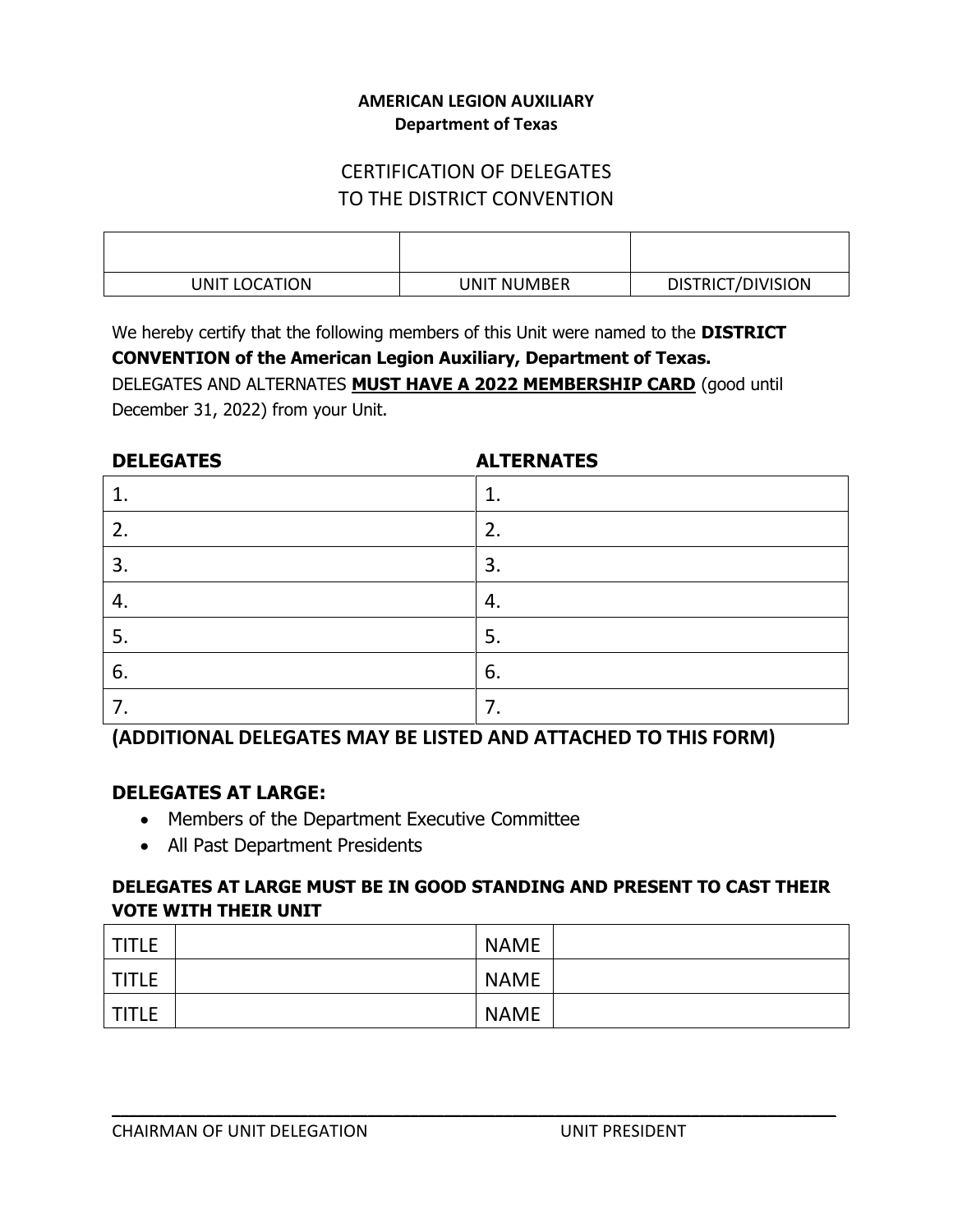**AMERICAN LEGION AUXILIARY**
**Department of Texas**

# CERTIFICATION OF DELEGATES TO THE DISTRICT CONVENTION

| | | |
|---|---|---|
| UNIT LOCATION | UNIT NUMBER | DISTRICT/DIVISION |

We hereby certify that the following members of this Unit were named to the **DISTRICT CONVENTION of the American Legion Auxiliary, Department of Texas.**
DELEGATES AND ALTERNATES **MUST HAVE A 2022 MEMBERSHIP CARD** (good until December 31, 2022) from your Unit.

| DELEGATES | ALTERNATES |
|---|---|
| 1. | 1. |
| 2. | 2. |
| 3. | 3. |
| 4. | 4. |
| 5. | 5. |
| 6. | 6. |
| 7. | 7. |

**(ADDITIONAL DELEGATES MAY BE LISTED AND ATTACHED TO THIS FORM)**

**DELEGATES AT LARGE:**

- Members of the Department Executive Committee
- All Past Department Presidents

**DELEGATES AT LARGE MUST BE IN GOOD STANDING AND PRESENT TO CAST THEIR VOTE WITH THEIR UNIT**

| | | | |
|---|---|---|---|
| TITLE | | NAME | |
| TITLE | | NAME | |
| TITLE | | NAME | |

\_\_\_\_\_\_\_\_\_\_\_\_\_\_\_\_\_\_\_\_\_\_\_\_\_\_\_\_\_\_\_\_\_\_\_\_\_\_\_\_\_\_\_\_\_\_\_\_\_\_\_\_\_\_\_\_\_\_\_\_

CHAIRMAN OF UNIT DELEGATION UNIT PRESIDENT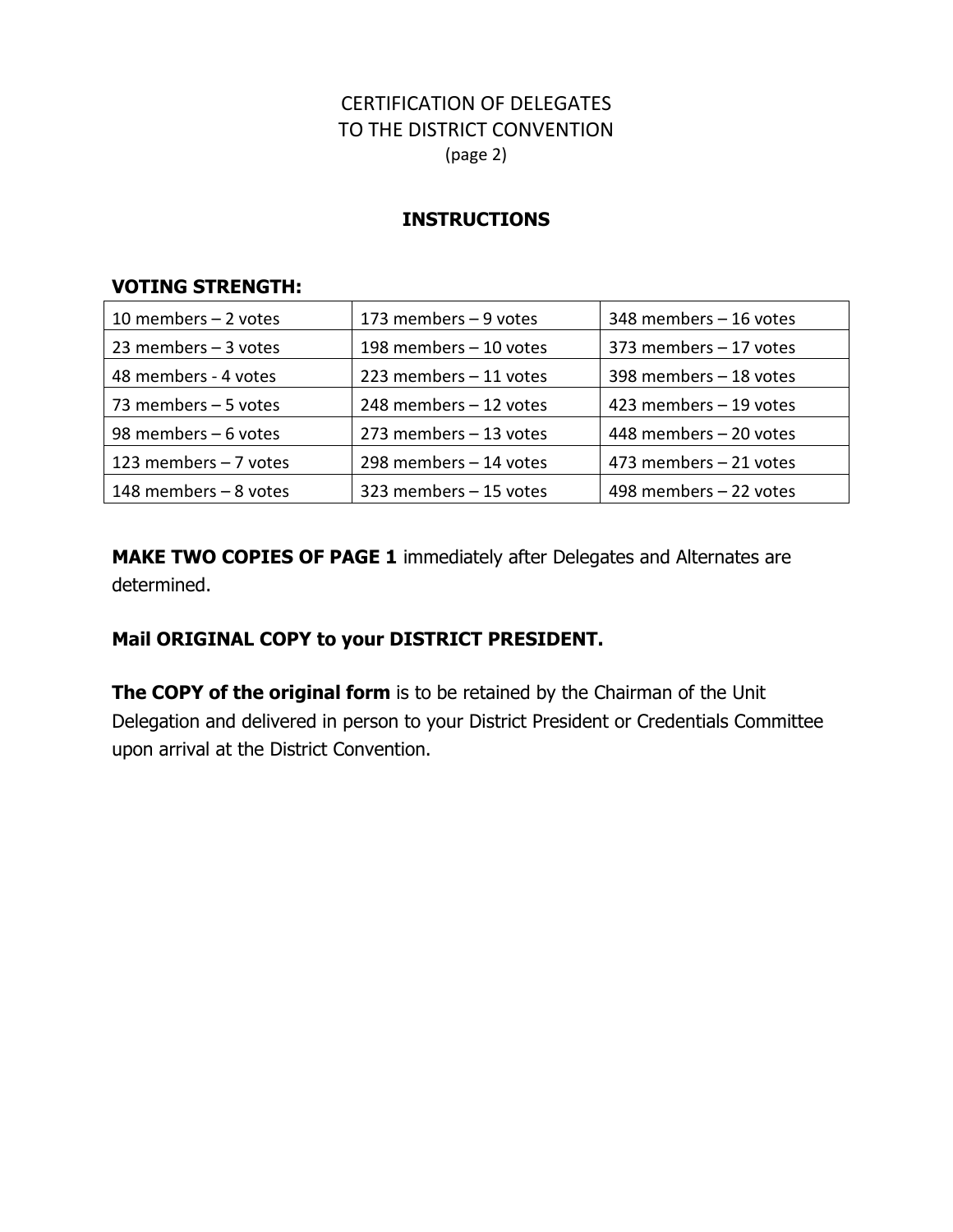# CERTIFICATION OF DELEGATES
# TO THE DISTRICT CONVENTION
(page 2)

## INSTRUCTIONS

**VOTING STRENGTH:**

| | | |
|---|---|---|
| 10 members – 2 votes | 173 members – 9 votes | 348 members – 16 votes |
| 23 members – 3 votes | 198 members – 10 votes | 373 members – 17 votes |
| 48 members - 4 votes | 223 members – 11 votes | 398 members – 18 votes |
| 73 members – 5 votes | 248 members – 12 votes | 423 members – 19 votes |
| 98 members – 6 votes | 273 members – 13 votes | 448 members – 20 votes |
| 123 members – 7 votes | 298 members – 14 votes | 473 members – 21 votes |
| 148 members – 8 votes | 323 members – 15 votes | 498 members – 22 votes |

**MAKE TWO COPIES OF PAGE 1** immediately after Delegates and Alternates are determined.

**Mail ORIGINAL COPY to your DISTRICT PRESIDENT.**

**The COPY of the original form** is to be retained by the Chairman of the Unit Delegation and delivered in person to your District President or Credentials Committee upon arrival at the District Convention.